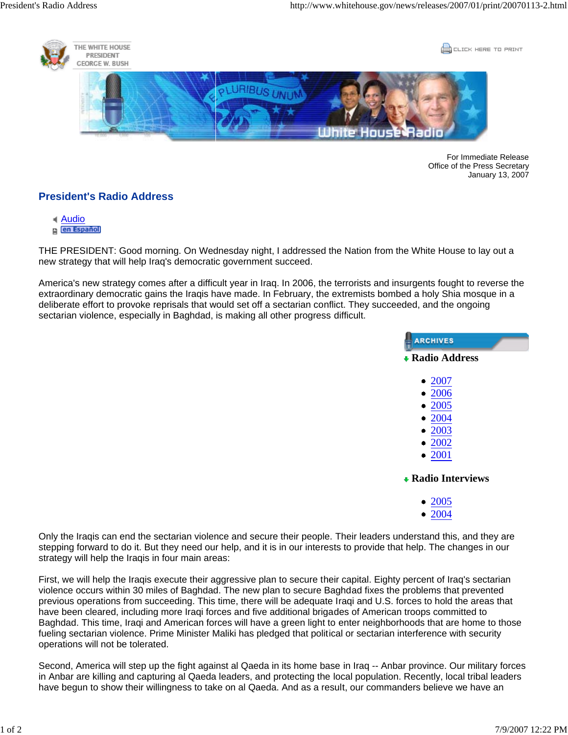For Immediate Release
Office of the Press Secretary
January 13, 2007

# President's Radio Address

- Audio
- en Español

THE PRESIDENT: Good morning. On Wednesday night, I addressed the Nation from the White House to lay out a new strategy that will help Iraq's democratic government succeed.

America's new strategy comes after a difficult year in Iraq. In 2006, the terrorists and insurgents fought to reverse the extraordinary democratic gains the Iraqis have made. In February, the extremists bombed a holy Shia mosque in a deliberate effort to provoke reprisals that would set off a sectarian conflict. They succeeded, and the ongoing sectarian violence, especially in Baghdad, is making all other progress difficult.

ARCHIVES

**Radio Address**

- 2007
- 2006
- 2005
- 2004
- 2003
- 2002
- 2001

**Radio Interviews**

- 2005
- 2004

Only the Iraqis can end the sectarian violence and secure their people. Their leaders understand this, and they are stepping forward to do it. But they need our help, and it is in our interests to provide that help. The changes in our strategy will help the Iraqis in four main areas:

First, we will help the Iraqis execute their aggressive plan to secure their capital. Eighty percent of Iraq's sectarian violence occurs within 30 miles of Baghdad. The new plan to secure Baghdad fixes the problems that prevented previous operations from succeeding. This time, there will be adequate Iraqi and U.S. forces to hold the areas that have been cleared, including more Iraqi forces and five additional brigades of American troops committed to Baghdad. This time, Iraqi and American forces will have a green light to enter neighborhoods that are home to those fueling sectarian violence. Prime Minister Maliki has pledged that political or sectarian interference with security operations will not be tolerated.

Second, America will step up the fight against al Qaeda in its home base in Iraq -- Anbar province. Our military forces in Anbar are killing and capturing al Qaeda leaders, and protecting the local population. Recently, local tribal leaders have begun to show their willingness to take on al Qaeda. And as a result, our commanders believe we have an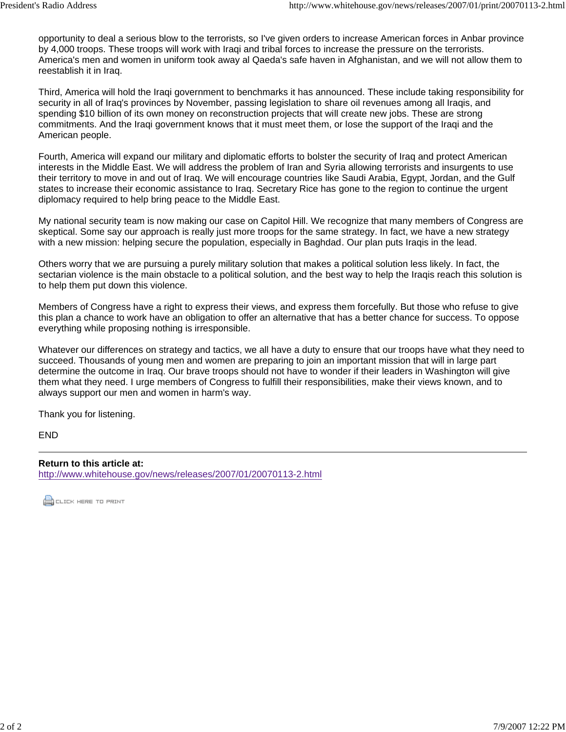opportunity to deal a serious blow to the terrorists, so I've given orders to increase American forces in Anbar province by 4,000 troops. These troops will work with Iraqi and tribal forces to increase the pressure on the terrorists. America's men and women in uniform took away al Qaeda's safe haven in Afghanistan, and we will not allow them to reestablish it in Iraq.

Third, America will hold the Iraqi government to benchmarks it has announced. These include taking responsibility for security in all of Iraq's provinces by November, passing legislation to share oil revenues among all Iraqis, and spending $10 billion of its own money on reconstruction projects that will create new jobs. These are strong commitments. And the Iraqi government knows that it must meet them, or lose the support of the Iraqi and the American people.

Fourth, America will expand our military and diplomatic efforts to bolster the security of Iraq and protect American interests in the Middle East. We will address the problem of Iran and Syria allowing terrorists and insurgents to use their territory to move in and out of Iraq. We will encourage countries like Saudi Arabia, Egypt, Jordan, and the Gulf states to increase their economic assistance to Iraq. Secretary Rice has gone to the region to continue the urgent diplomacy required to help bring peace to the Middle East.

My national security team is now making our case on Capitol Hill. We recognize that many members of Congress are skeptical. Some say our approach is really just more troops for the same strategy. In fact, we have a new strategy with a new mission: helping secure the population, especially in Baghdad. Our plan puts Iraqis in the lead.

Others worry that we are pursuing a purely military solution that makes a political solution less likely. In fact, the sectarian violence is the main obstacle to a political solution, and the best way to help the Iraqis reach this solution is to help them put down this violence.

Members of Congress have a right to express their views, and express them forcefully. But those who refuse to give this plan a chance to work have an obligation to offer an alternative that has a better chance for success. To oppose everything while proposing nothing is irresponsible.

Whatever our differences on strategy and tactics, we all have a duty to ensure that our troops have what they need to succeed. Thousands of young men and women are preparing to join an important mission that will in large part determine the outcome in Iraq. Our brave troops should not have to wonder if their leaders in Washington will give them what they need. I urge members of Congress to fulfill their responsibilities, make their views known, and to always support our men and women in harm's way.

Thank you for listening.

END

---

**Return to this article at:**
http://www.whitehouse.gov/news/releases/2007/01/20070113-2.html

CLICK HERE TO PRINT